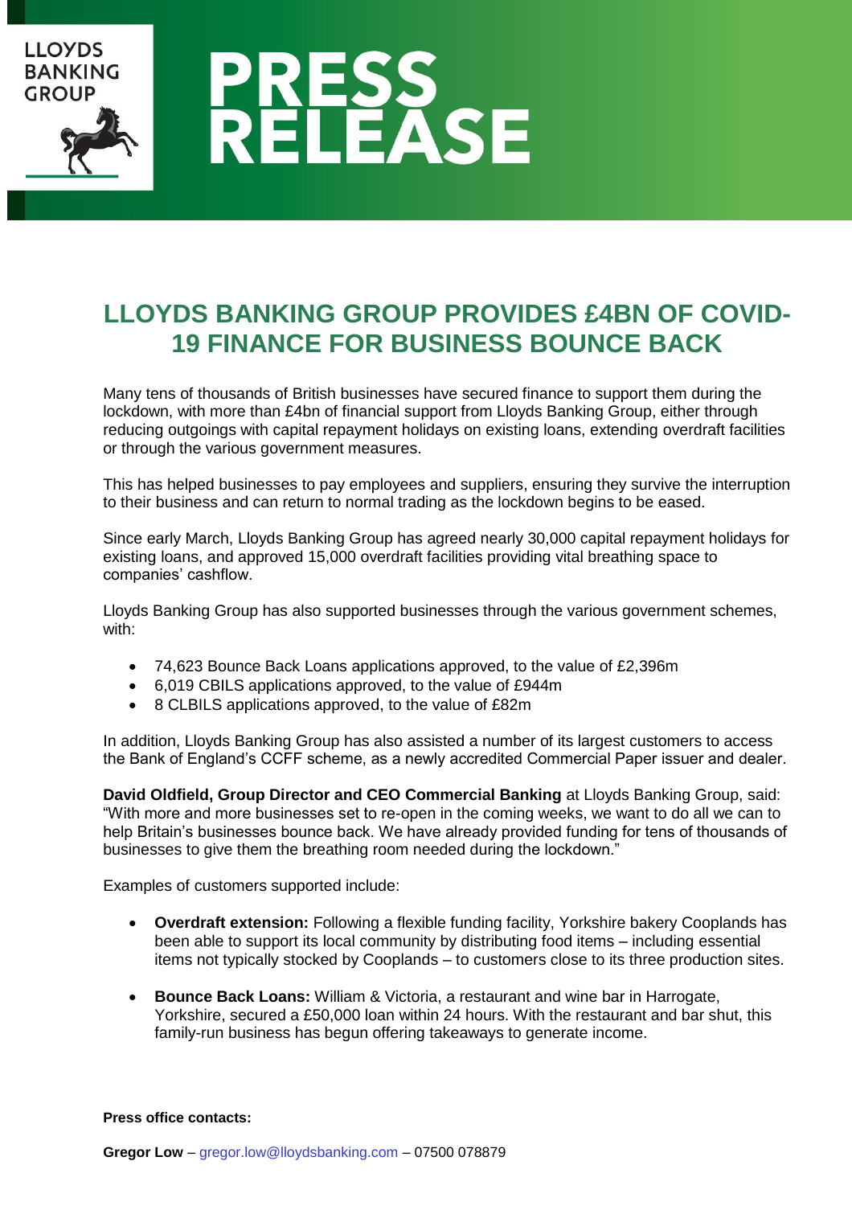LLOYDS BANKING GROUP

# PRESS RELEASE

## LLOYDS BANKING GROUP PROVIDES £4BN OF COVID-19 FINANCE FOR BUSINESS BOUNCE BACK

Many tens of thousands of British businesses have secured finance to support them during the lockdown, with more than £4bn of financial support from Lloyds Banking Group, either through reducing outgoings with capital repayment holidays on existing loans, extending overdraft facilities or through the various government measures.

This has helped businesses to pay employees and suppliers, ensuring they survive the interruption to their business and can return to normal trading as the lockdown begins to be eased.

Since early March, Lloyds Banking Group has agreed nearly 30,000 capital repayment holidays for existing loans, and approved 15,000 overdraft facilities providing vital breathing space to companies' cashflow.

Lloyds Banking Group has also supported businesses through the various government schemes, with:

- 74,623 Bounce Back Loans applications approved, to the value of £2,396m
- 6,019 CBILS applications approved, to the value of £944m
- 8 CLBILS applications approved, to the value of £82m

In addition, Lloyds Banking Group has also assisted a number of its largest customers to access the Bank of England's CCFF scheme, as a newly accredited Commercial Paper issuer and dealer.

**David Oldfield, Group Director and CEO Commercial Banking** at Lloyds Banking Group, said: "With more and more businesses set to re-open in the coming weeks, we want to do all we can to help Britain's businesses bounce back. We have already provided funding for tens of thousands of businesses to give them the breathing room needed during the lockdown."

Examples of customers supported include:

- **Overdraft extension:** Following a flexible funding facility, Yorkshire bakery Cooplands has been able to support its local community by distributing food items – including essential items not typically stocked by Cooplands – to customers close to its three production sites.

- **Bounce Back Loans:** William & Victoria, a restaurant and wine bar in Harrogate, Yorkshire, secured a £50,000 loan within 24 hours. With the restaurant and bar shut, this family-run business has begun offering takeaways to generate income.

**Press office contacts:**

**Gregor Low** – gregor.low@lloydsbanking.com – 07500 078879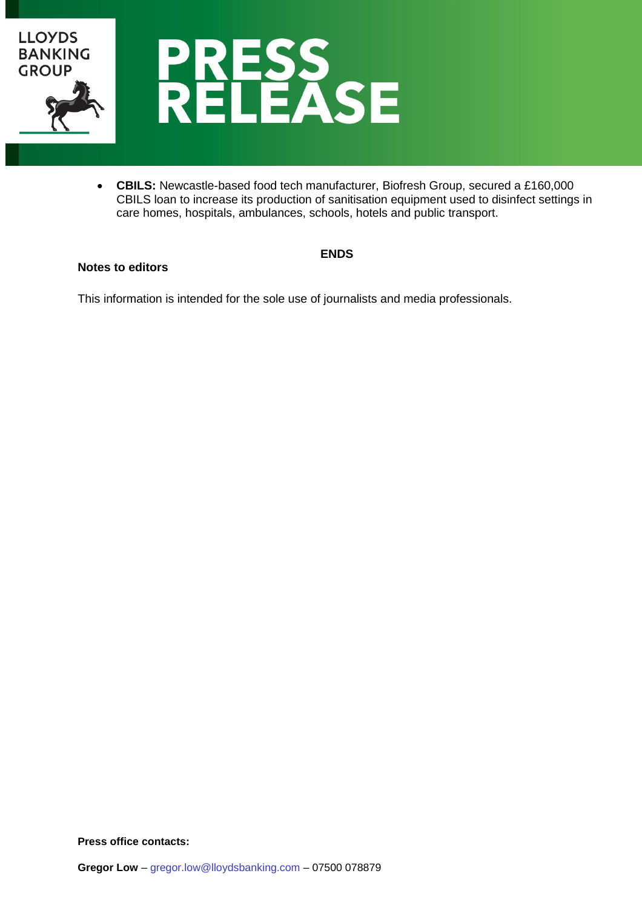- **CBILS:** Newcastle-based food tech manufacturer, Biofresh Group, secured a £160,000 CBILS loan to increase its production of sanitisation equipment used to disinfect settings in care homes, hospitals, ambulances, schools, hotels and public transport.

**ENDS**

**Notes to editors**

This information is intended for the sole use of journalists and media professionals.

**Press office contacts:**

**Gregor Low** – gregor.low@lloydsbanking.com – 07500 078879